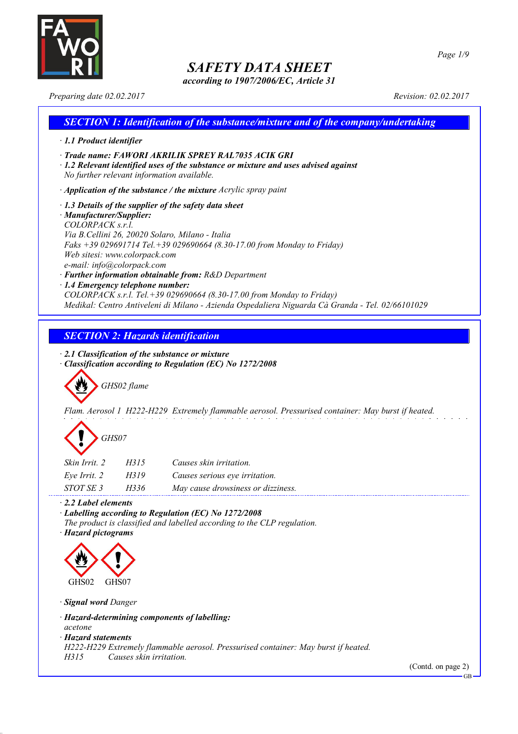# SAFETY DATA SHEET

*according to 1907/2006/EC, Article 31*

*Preparing date 02.02.2017* *Revision: 02.02.2017*

## SECTION 1: Identification of the substance/mixture and of the company/undertaking

· **1.1 Product identifier**

· **Trade name: FAWORI AKRILIK SPREY RAL7035 ACIK GRI**

· **1.2 Relevant identified uses of the substance or mixture and uses advised against**
No further relevant information available.

· **Application of the substance / the mixture** Acrylic spray paint

· **1.3 Details of the supplier of the safety data sheet**

· **Manufacturer/Supplier:**
COLORPACK s.r.l.
Via B.Cellini 26, 20020 Solaro, Milano - Italia
Faks +39 029691714 Tel.+39 029690664 (8.30-17.00 from Monday to Friday)
Web sitesi: www.colorpack.com
e-mail: info@colorpack.com

· **Further information obtainable from:** R&D Department

· **1.4 Emergency telephone number:**
COLORPACK s.r.l. Tel.+39 029690664 (8.30-17.00 from Monday to Friday)
Medikal: Centro Antiveleni di Milano - Azienda Ospedaliera Niguarda Cà Granda - Tel. 02/66101029

## SECTION 2: Hazards identification

· **2.1 Classification of the substance or mixture**

· **Classification according to Regulation (EC) No 1272/2008**

GHS02 flame

Flam. Aerosol 1 H222-H229 Extremely flammable aerosol. Pressurised container: May burst if heated.

GHS07

| | | |
|---|---|---|
| Skin Irrit. 2 | H315 | Causes skin irritation. |
| Eye Irrit. 2 | H319 | Causes serious eye irritation. |
| STOT SE 3 | H336 | May cause drowsiness or dizziness. |

· **2.2 Label elements**

· **Labelling according to Regulation (EC) No 1272/2008**
The product is classified and labelled according to the CLP regulation.

· **Hazard pictograms**

GHS02 GHS07

· **Signal word** Danger

· **Hazard-determining components of labelling:**
acetone

· **Hazard statements**
H222-H229 Extremely flammable aerosol. Pressurised container: May burst if heated.
H315 Causes skin irritation.

(Contd. on page 2)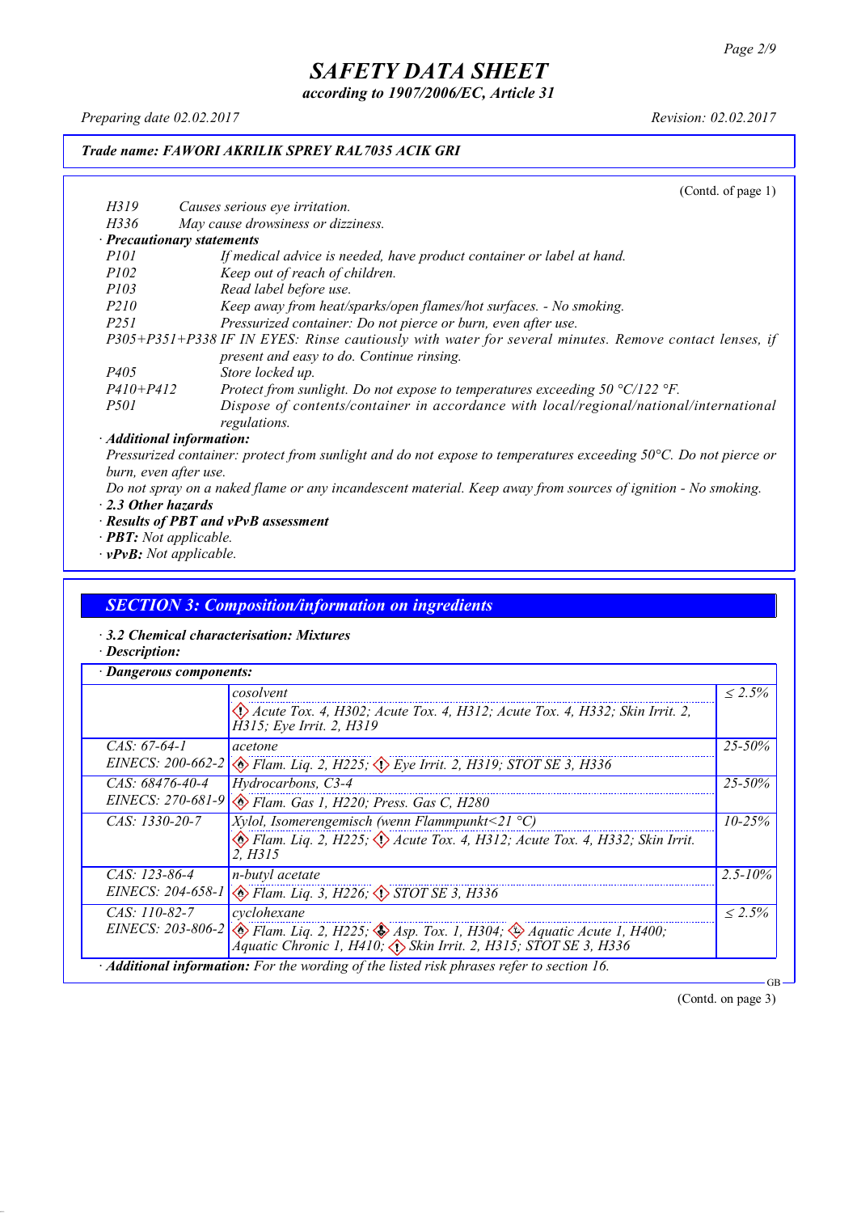# SAFETY DATA SHEET

*according to 1907/2006/EC, Article 31*

*Preparing date 02.02.2017* *Revision: 02.02.2017*

***Trade name: FAWORI AKRILIK SPREY RAL7035 ACIK GRI***

(Contd. of page 1)

| | |
|---|---|
| *H319* | *Causes serious eye irritation.* |
| *H336* | *May cause drowsiness or dizziness.* |

· ***Precautionary statements***

| | |
|---|---|
| *P101* | *If medical advice is needed, have product container or label at hand.* |
| *P102* | *Keep out of reach of children.* |
| *P103* | *Read label before use.* |
| *P210* | *Keep away from heat/sparks/open flames/hot surfaces. - No smoking.* |
| *P251* | *Pressurized container: Do not pierce or burn, even after use.* |
| *P305+P351+P338* | *IF IN EYES: Rinse cautiously with water for several minutes. Remove contact lenses, if present and easy to do. Continue rinsing.* |
| *P405* | *Store locked up.* |
| *P410+P412* | *Protect from sunlight. Do not expose to temperatures exceeding 50 °C/122 °F.* |
| *P501* | *Dispose of contents/container in accordance with local/regional/national/international regulations.* |

· ***Additional information:***

*Pressurized container: protect from sunlight and do not expose to temperatures exceeding 50°C. Do not pierce or burn, even after use.*

*Do not spray on a naked flame or any incandescent material. Keep away from sources of ignition - No smoking.*

· ***2.3 Other hazards***

· ***Results of PBT and vPvB assessment***

· ***PBT:*** *Not applicable.*

· ***vPvB:*** *Not applicable.*

## *SECTION 3: Composition/information on ingredients*

· ***3.2 Chemical characterisation: Mixtures***

· ***Description:***

· ***Dangerous components:***

| | | |
|---|---|---|
| | *cosolvent*<br>*Acute Tox. 4, H302; Acute Tox. 4, H312; Acute Tox. 4, H332; Skin Irrit. 2, H315; Eye Irrit. 2, H319* | *≤ 2.5%* |
| *CAS: 67-64-1*<br>*EINECS: 200-662-2* | *acetone*<br>*Flam. Liq. 2, H225; Eye Irrit. 2, H319; STOT SE 3, H336* | *25-50%* |
| *CAS: 68476-40-4*<br>*EINECS: 270-681-9* | *Hydrocarbons, C3-4*<br>*Flam. Gas 1, H220; Press. Gas C, H280* | *25-50%* |
| *CAS: 1330-20-7* | *Xylol, Isomerengemisch (wenn Flammpunkt<21 °C)*<br>*Flam. Liq. 2, H225; Acute Tox. 4, H312; Acute Tox. 4, H332; Skin Irrit. 2, H315* | *10-25%* |
| *CAS: 123-86-4*<br>*EINECS: 204-658-1* | *n-butyl acetate*<br>*Flam. Liq. 3, H226; STOT SE 3, H336* | *2.5-10%* |
| *CAS: 110-82-7*<br>*EINECS: 203-806-2* | *cyclohexane*<br>*Flam. Liq. 2, H225; Asp. Tox. 1, H304; Aquatic Acute 1, H400; Aquatic Chronic 1, H410; Skin Irrit. 2, H315; STOT SE 3, H336* | *≤ 2.5%* |

· ***Additional information:*** *For the wording of the listed risk phrases refer to section 16.*

(Contd. on page 3)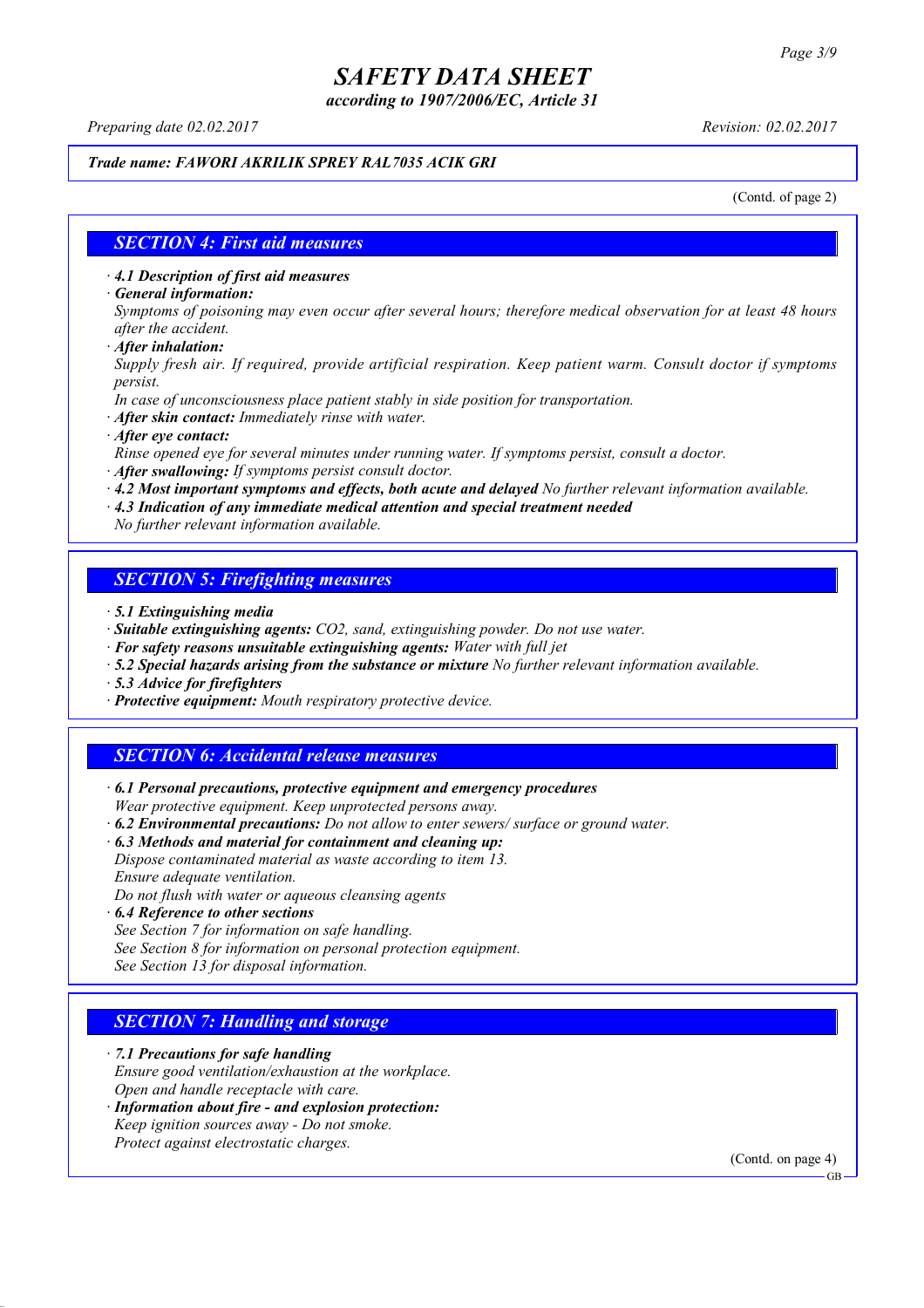# SAFETY DATA SHEET

*according to 1907/2006/EC, Article 31*

*Preparing date 02.02.2017* *Revision: 02.02.2017*

***Trade name: FAWORI AKRILIK SPREY RAL7035 ACIK GRI***

(Contd. of page 2)

## SECTION 4: First aid measures

- ***4.1 Description of first aid measures***
- ***General information:***
  *Symptoms of poisoning may even occur after several hours; therefore medical observation for at least 48 hours after the accident.*
- ***After inhalation:***
  *Supply fresh air. If required, provide artificial respiration. Keep patient warm. Consult doctor if symptoms persist.*
  *In case of unconsciousness place patient stably in side position for transportation.*
- ***After skin contact:*** *Immediately rinse with water.*
- ***After eye contact:***
  *Rinse opened eye for several minutes under running water. If symptoms persist, consult a doctor.*
- ***After swallowing:*** *If symptoms persist consult doctor.*
- ***4.2 Most important symptoms and effects, both acute and delayed*** *No further relevant information available.*
- ***4.3 Indication of any immediate medical attention and special treatment needed***
  *No further relevant information available.*

## SECTION 5: Firefighting measures

- ***5.1 Extinguishing media***
- ***Suitable extinguishing agents:*** *$CO_2$, sand, extinguishing powder. Do not use water.*
- ***For safety reasons unsuitable extinguishing agents:*** *Water with full jet*
- ***5.2 Special hazards arising from the substance or mixture*** *No further relevant information available.*
- ***5.3 Advice for firefighters***
- ***Protective equipment:*** *Mouth respiratory protective device.*

## SECTION 6: Accidental release measures

- ***6.1 Personal precautions, protective equipment and emergency procedures***
  *Wear protective equipment. Keep unprotected persons away.*
- ***6.2 Environmental precautions:*** *Do not allow to enter sewers/ surface or ground water.*
- ***6.3 Methods and material for containment and cleaning up:***
  *Dispose contaminated material as waste according to item 13.*
  *Ensure adequate ventilation.*
  *Do not flush with water or aqueous cleansing agents*
- ***6.4 Reference to other sections***
  *See Section 7 for information on safe handling.*
  *See Section 8 for information on personal protection equipment.*
  *See Section 13 for disposal information.*

## SECTION 7: Handling and storage

- ***7.1 Precautions for safe handling***
  *Ensure good ventilation/exhaustion at the workplace.*
  *Open and handle receptacle with care.*
- ***Information about fire - and explosion protection:***
  *Keep ignition sources away - Do not smoke.*
  *Protect against electrostatic charges.*

(Contd. on page 4)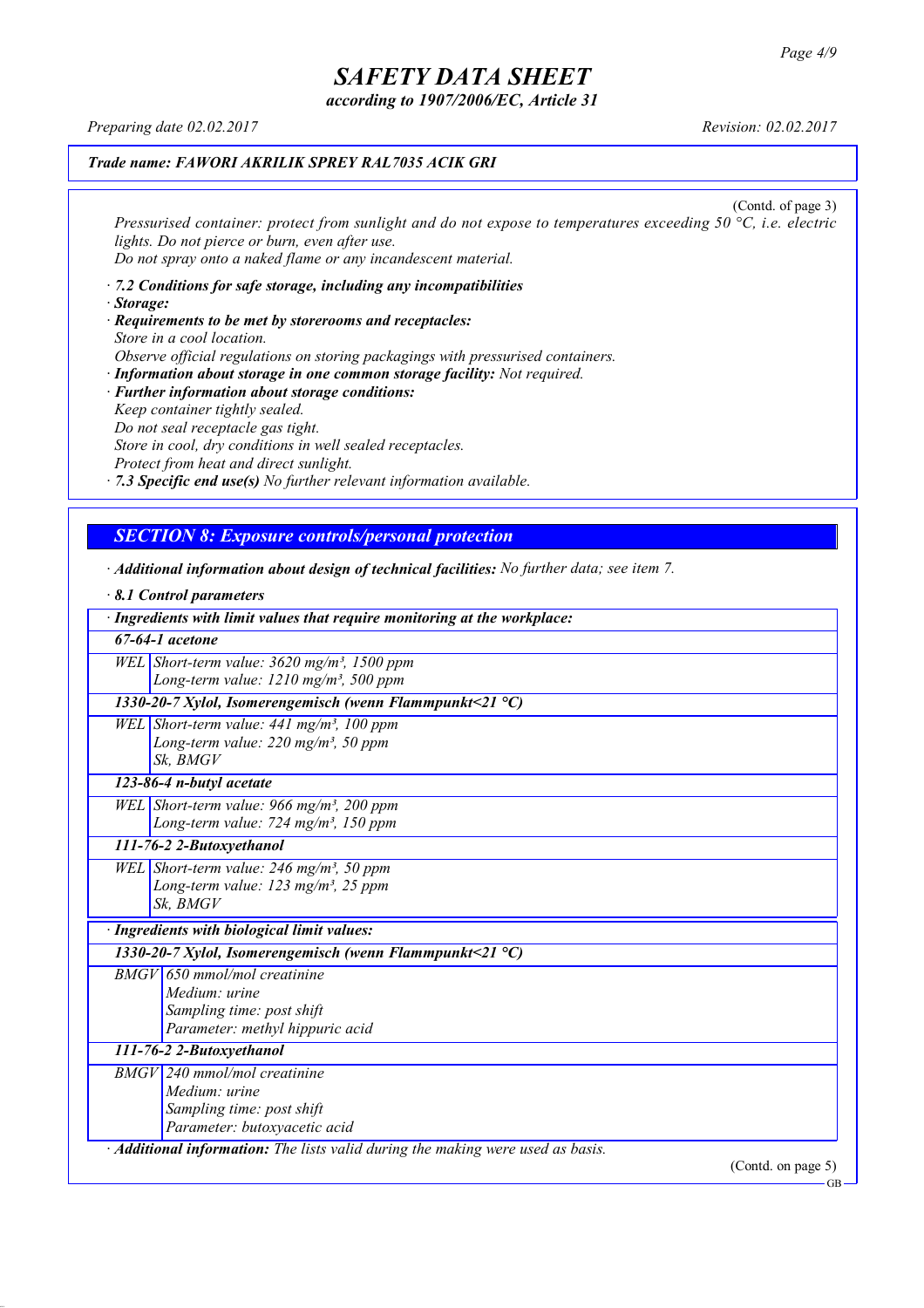*Trade name: FAWORI AKRILIK SPREY RAL7035 ACIK GRI*

(Contd. of page 3)

*Pressurised container: protect from sunlight and do not expose to temperatures exceeding 50 °C, i.e. electric lights. Do not pierce or burn, even after use.*
*Do not spray onto a naked flame or any incandescent material.*

· ***7.2 Conditions for safe storage, including any incompatibilities***
· ***Storage:***
· ***Requirements to be met by storerooms and receptacles:***
*Store in a cool location.*
*Observe official regulations on storing packagings with pressurised containers.*
· ***Information about storage in one common storage facility:*** *Not required.*
· ***Further information about storage conditions:***
*Keep container tightly sealed.*
*Do not seal receptacle gas tight.*
*Store in cool, dry conditions in well sealed receptacles.*
*Protect from heat and direct sunlight.*
· ***7.3 Specific end use(s)*** *No further relevant information available.*

## *SECTION 8: Exposure controls/personal protection*

· ***Additional information about design of technical facilities:*** *No further data; see item 7.*

· ***8.1 Control parameters***

| · **Ingredients with limit values that require monitoring at the workplace:** | |
|---|---|
| **67-64-1 acetone** | |
| WEL | Short-term value: 3620 mg/m³, 1500 ppm<br>Long-term value: 1210 mg/m³, 500 ppm |
| **1330-20-7 Xylol, Isomerengemisch (wenn Flammpunkt<21 °C)** | |
| WEL | Short-term value: 441 mg/m³, 100 ppm<br>Long-term value: 220 mg/m³, 50 ppm<br>Sk, BMGV |
| **123-86-4 n-butyl acetate** | |
| WEL | Short-term value: 966 mg/m³, 200 ppm<br>Long-term value: 724 mg/m³, 150 ppm |
| **111-76-2 2-Butoxyethanol** | |
| WEL | Short-term value: 246 mg/m³, 50 ppm<br>Long-term value: 123 mg/m³, 25 ppm<br>Sk, BMGV |

| · **Ingredients with biological limit values:** | |
|---|---|
| **1330-20-7 Xylol, Isomerengemisch (wenn Flammpunkt<21 °C)** | |
| BMGV | 650 mmol/mol creatinine<br>Medium: urine<br>Sampling time: post shift<br>Parameter: methyl hippuric acid |
| **111-76-2 2-Butoxyethanol** | |
| BMGV | 240 mmol/mol creatinine<br>Medium: urine<br>Sampling time: post shift<br>Parameter: butoxyacetic acid |

· ***Additional information:*** *The lists valid during the making were used as basis.*

(Contd. on page 5)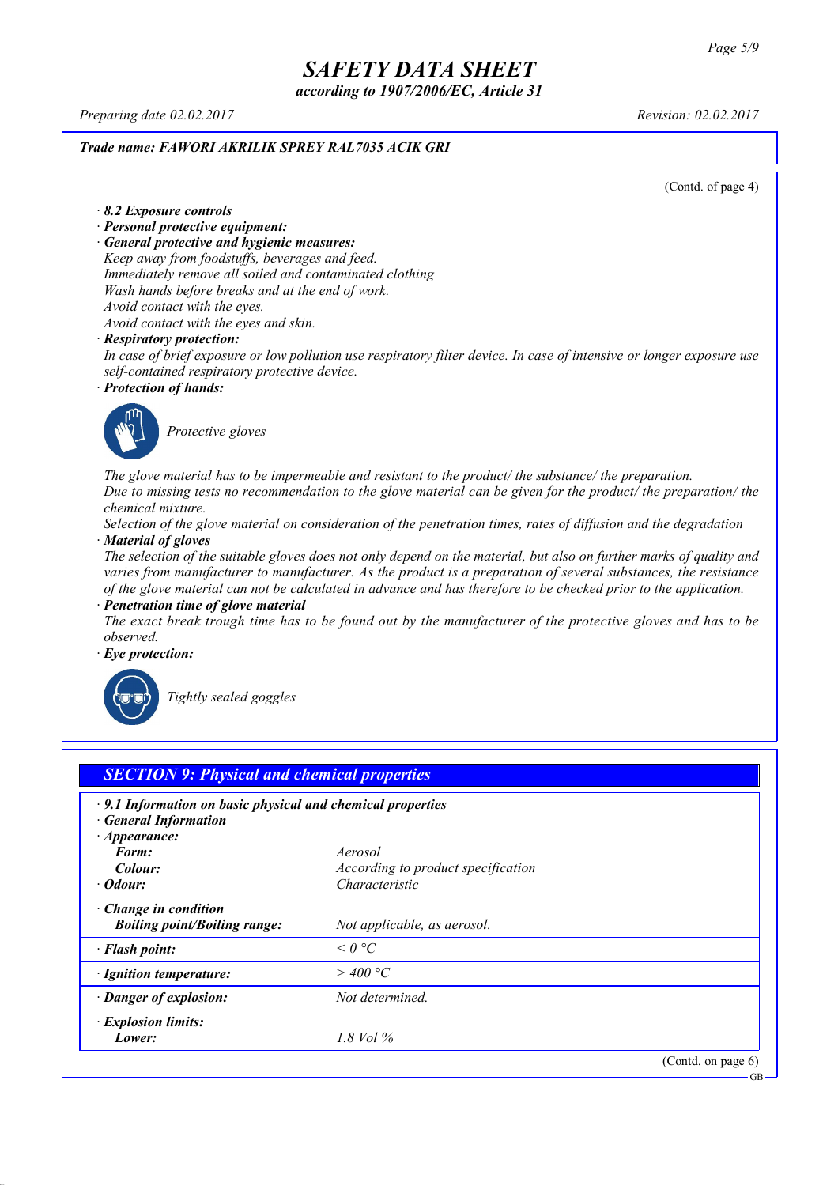# SAFETY DATA SHEET

*according to 1907/2006/EC, Article 31*

*Preparing date 02.02.2017* *Revision: 02.02.2017*

***Trade name: FAWORI AKRILIK SPREY RAL7035 ACIK GRI***

(Contd. of page 4)

· ***8.2 Exposure controls***

· ***Personal protective equipment:***

· ***General protective and hygienic measures:***

*Keep away from foodstuffs, beverages and feed.*
*Immediately remove all soiled and contaminated clothing*
*Wash hands before breaks and at the end of work.*
*Avoid contact with the eyes.*
*Avoid contact with the eyes and skin.*

· ***Respiratory protection:***

*In case of brief exposure or low pollution use respiratory filter device. In case of intensive or longer exposure use self-contained respiratory protective device.*

· ***Protection of hands:***

*Protective gloves*

*The glove material has to be impermeable and resistant to the product/ the substance/ the preparation.*
*Due to missing tests no recommendation to the glove material can be given for the product/ the preparation/ the chemical mixture.*
*Selection of the glove material on consideration of the penetration times, rates of diffusion and the degradation*

· ***Material of gloves***

*The selection of the suitable gloves does not only depend on the material, but also on further marks of quality and varies from manufacturer to manufacturer. As the product is a preparation of several substances, the resistance of the glove material can not be calculated in advance and has therefore to be checked prior to the application.*

· ***Penetration time of glove material***

*The exact break trough time has to be found out by the manufacturer of the protective gloves and has to be observed.*

· ***Eye protection:***

*Tightly sealed goggles*

## *SECTION 9: Physical and chemical properties*

| | |
|---|---|
| · ***9.1 Information on basic physical and chemical properties*** | |
| · ***General Information*** | |
| · ***Appearance:*** | |
| ***Form:*** | *Aerosol* |
| ***Colour:*** | *According to product specification* |
| · ***Odour:*** | *Characteristic* |
| · ***Change in condition*** | |
| ***Boiling point/Boiling range:*** | *Not applicable, as aerosol.* |
| · ***Flash point:*** | *< 0 °C* |
| · ***Ignition temperature:*** | *> 400 °C* |
| · ***Danger of explosion:*** | *Not determined.* |
| · ***Explosion limits:*** | |
| ***Lower:*** | *1.8 Vol %* |

(Contd. on page 6)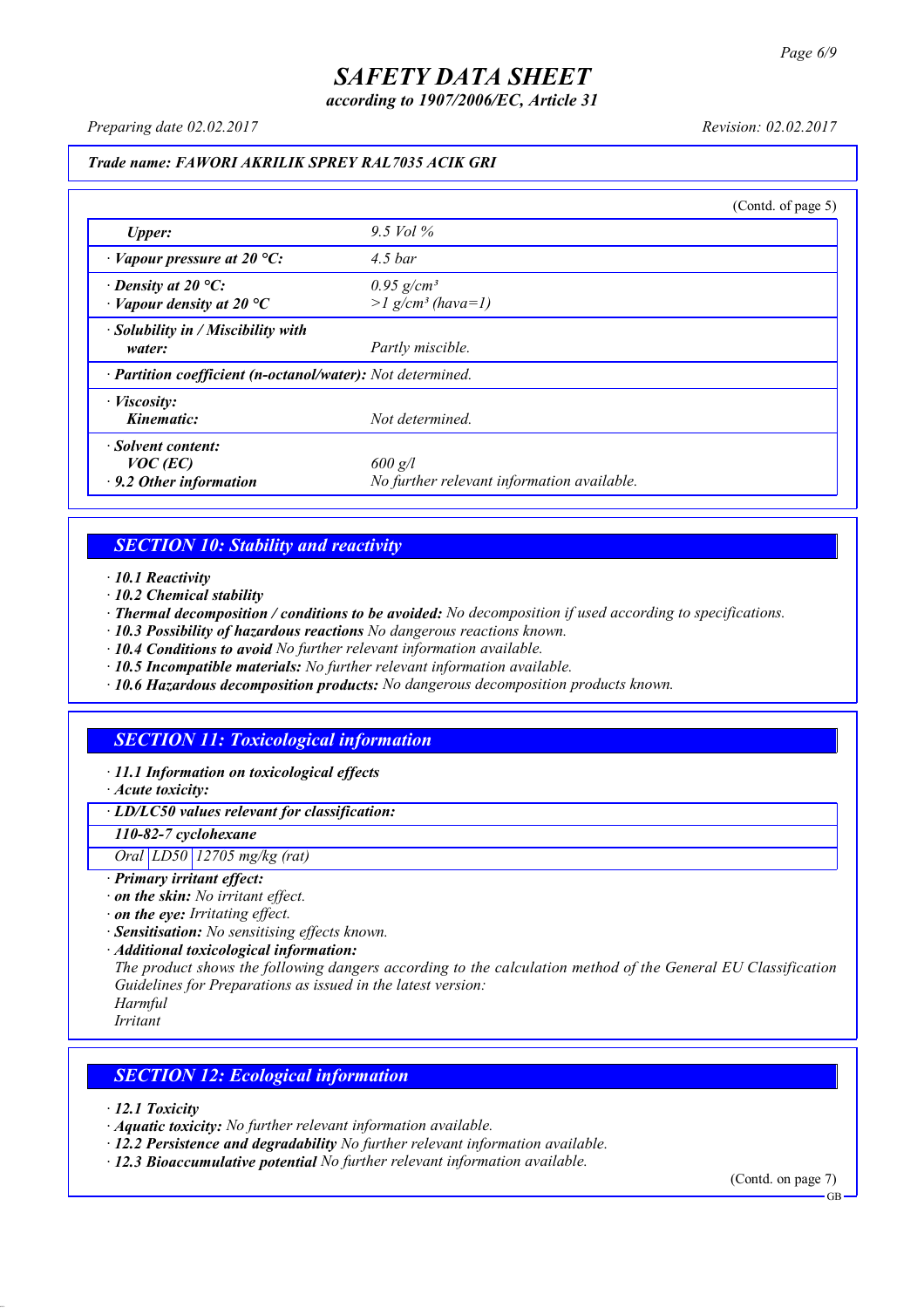**Trade name: FAWORI AKRILIK SPREY RAL7035 ACIK GRI**

(Contd. of page 5)

| | |
|---|---|
| *Upper:* | *9.5 Vol %* |
| *· Vapour pressure at 20 °C:* | *4.5 bar* |
| *· Density at 20 °C:*<br>*· Vapour density at 20 °C* | *0.95 g/cm³*<br>*>1 g/cm³ (hava=1)* |
| *· Solubility in / Miscibility with water:* | *Partly miscible.* |
| *· Partition coefficient (n-octanol/water):* | *Not determined.* |
| *· Viscosity:*<br>*Kinematic:* | *Not determined.* |
| *· Solvent content:*<br>*VOC (EC)*<br>*· 9.2 Other information* | <br>*600 g/l*<br>*No further relevant information available.* |

## *SECTION 10: Stability and reactivity*

- ***10.1 Reactivity***
- ***10.2 Chemical stability***
- ***Thermal decomposition / conditions to be avoided:*** *No decomposition if used according to specifications.*
- ***10.3 Possibility of hazardous reactions*** *No dangerous reactions known.*
- ***10.4 Conditions to avoid*** *No further relevant information available.*
- ***10.5 Incompatible materials:*** *No further relevant information available.*
- ***10.6 Hazardous decomposition products:*** *No dangerous decomposition products known.*

## *SECTION 11: Toxicological information*

- ***11.1 Information on toxicological effects***
- ***Acute toxicity:***

| *· LD/LC50 values relevant for classification:* | | |
|---|---|---|
| ***110-82-7 cyclohexane*** | | |
| *Oral* | *LD50* | *12705 mg/kg (rat)* |

- ***Primary irritant effect:***
- ***on the skin:*** *No irritant effect.*
- ***on the eye:*** *Irritating effect.*
- ***Sensitisation:*** *No sensitising effects known.*
- ***Additional toxicological information:***

*The product shows the following dangers according to the calculation method of the General EU Classification Guidelines for Preparations as issued in the latest version:*
*Harmful*
*Irritant*

## *SECTION 12: Ecological information*

- ***12.1 Toxicity***
- ***Aquatic toxicity:*** *No further relevant information available.*
- ***12.2 Persistence and degradability*** *No further relevant information available.*
- ***12.3 Bioaccumulative potential*** *No further relevant information available.*

(Contd. on page 7)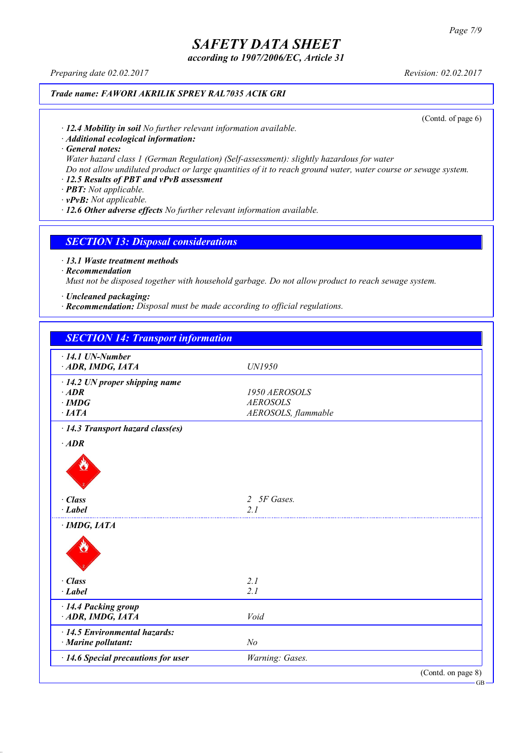**Trade name: FAWORI AKRILIK SPREY RAL7035 ACIK GRI**

(Contd. of page 6)

· **12.4 Mobility in soil** No further relevant information available.
· **Additional ecological information:**
· **General notes:**
Water hazard class 1 (German Regulation) (Self-assessment): slightly hazardous for water
Do not allow undiluted product or large quantities of it to reach ground water, water course or sewage system.
· **12.5 Results of PBT and vPvB assessment**
· **PBT:** Not applicable.
· **vPvB:** Not applicable.
· **12.6 Other adverse effects** No further relevant information available.

## SECTION 13: Disposal considerations

· **13.1 Waste treatment methods**
· **Recommendation**
Must not be disposed together with household garbage. Do not allow product to reach sewage system.

· **Uncleaned packaging:**
· **Recommendation:** Disposal must be made according to official regulations.

## SECTION 14: Transport information

| | |
|---|---|
| · **14.1 UN-Number** | |
| · **ADR, IMDG, IATA** | UN1950 |
| · **14.2 UN proper shipping name** | |
| · **ADR** | 1950 AEROSOLS |
| · **IMDG** | AEROSOLS |
| · **IATA** | AEROSOLS, flammable |
| · **14.3 Transport hazard class(es)** | |
| · **ADR** | |
| · **Class** | 2 5F Gases. |
| · **Label** | 2.1 |
| · **IMDG, IATA** | |
| · **Class** | 2.1 |
| · **Label** | 2.1 |
| · **14.4 Packing group** | |
| · **ADR, IMDG, IATA** | Void |
| · **14.5 Environmental hazards:** | |
| · **Marine pollutant:** | No |
| · **14.6 Special precautions for user** | Warning: Gases. |

(Contd. on page 8)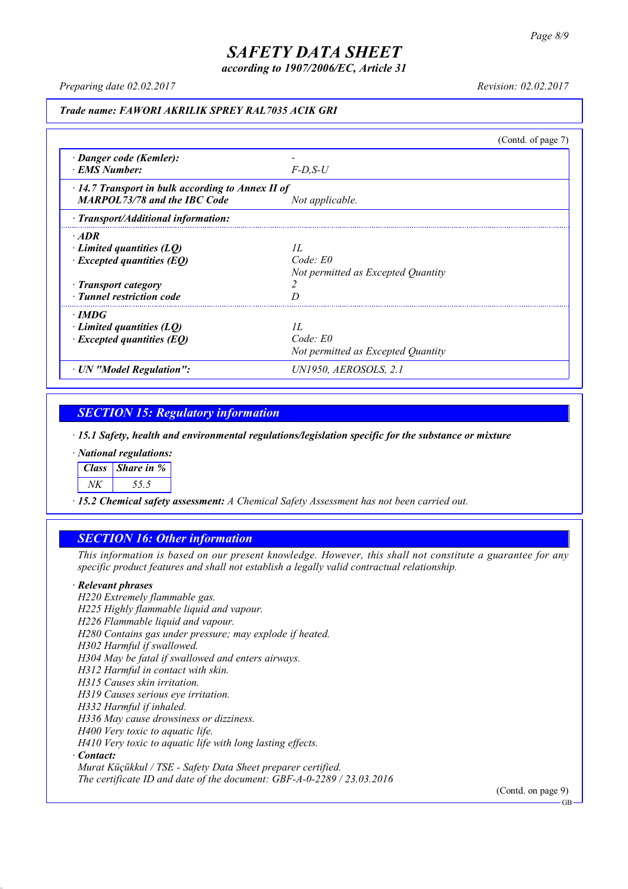# SAFETY DATA SHEET

*according to 1907/2006/EC, Article 31*

*Preparing date 02.02.2017* *Revision: 02.02.2017*

***Trade name: FAWORI AKRILIK SPREY RAL7035 ACIK GRI***

(Contd. of page 7)

| | |
|---|---|
| · ***Danger code (Kemler):*** | - |
| · ***EMS Number:*** | *F-D,S-U* |
| · ***14.7 Transport in bulk according to Annex II of MARPOL73/78 and the IBC Code*** | *Not applicable.* |
| · ***Transport/Additional information:*** | |
| · ***ADR*** | |
| · ***Limited quantities (LQ)*** | *1L* |
| · ***Excepted quantities (EQ)*** | *Code: E0*<br>*Not permitted as Excepted Quantity* |
| · ***Transport category*** | *2* |
| · ***Tunnel restriction code*** | *D* |
| · ***IMDG*** | |
| · ***Limited quantities (LQ)*** | *1L* |
| · ***Excepted quantities (EQ)*** | *Code: E0*<br>*Not permitted as Excepted Quantity* |
| · ***UN "Model Regulation":*** | *UN1950, AEROSOLS, 2.1* |

## *SECTION 15: Regulatory information*

· ***15.1 Safety, health and environmental regulations/legislation specific for the substance or mixture***

· ***National regulations:***

| *Class* | *Share in %* |
|---|---|
| *NK* | *55.5* |

· ***15.2 Chemical safety assessment:*** *A Chemical Safety Assessment has not been carried out.*

## *SECTION 16: Other information*

*This information is based on our present knowledge. However, this shall not constitute a guarantee for any specific product features and shall not establish a legally valid contractual relationship.*

· ***Relevant phrases***

*H220 Extremely flammable gas.*
*H225 Highly flammable liquid and vapour.*
*H226 Flammable liquid and vapour.*
*H280 Contains gas under pressure; may explode if heated.*
*H302 Harmful if swallowed.*
*H304 May be fatal if swallowed and enters airways.*
*H312 Harmful in contact with skin.*
*H315 Causes skin irritation.*
*H319 Causes serious eye irritation.*
*H332 Harmful if inhaled.*
*H336 May cause drowsiness or dizziness.*
*H400 Very toxic to aquatic life.*
*H410 Very toxic to aquatic life with long lasting effects.*

· ***Contact:***

*Murat Küçükkul / TSE - Safety Data Sheet preparer certified.*
*The certificate ID and date of the document: GBF-A-0-2289 / 23.03.2016*

(Contd. on page 9)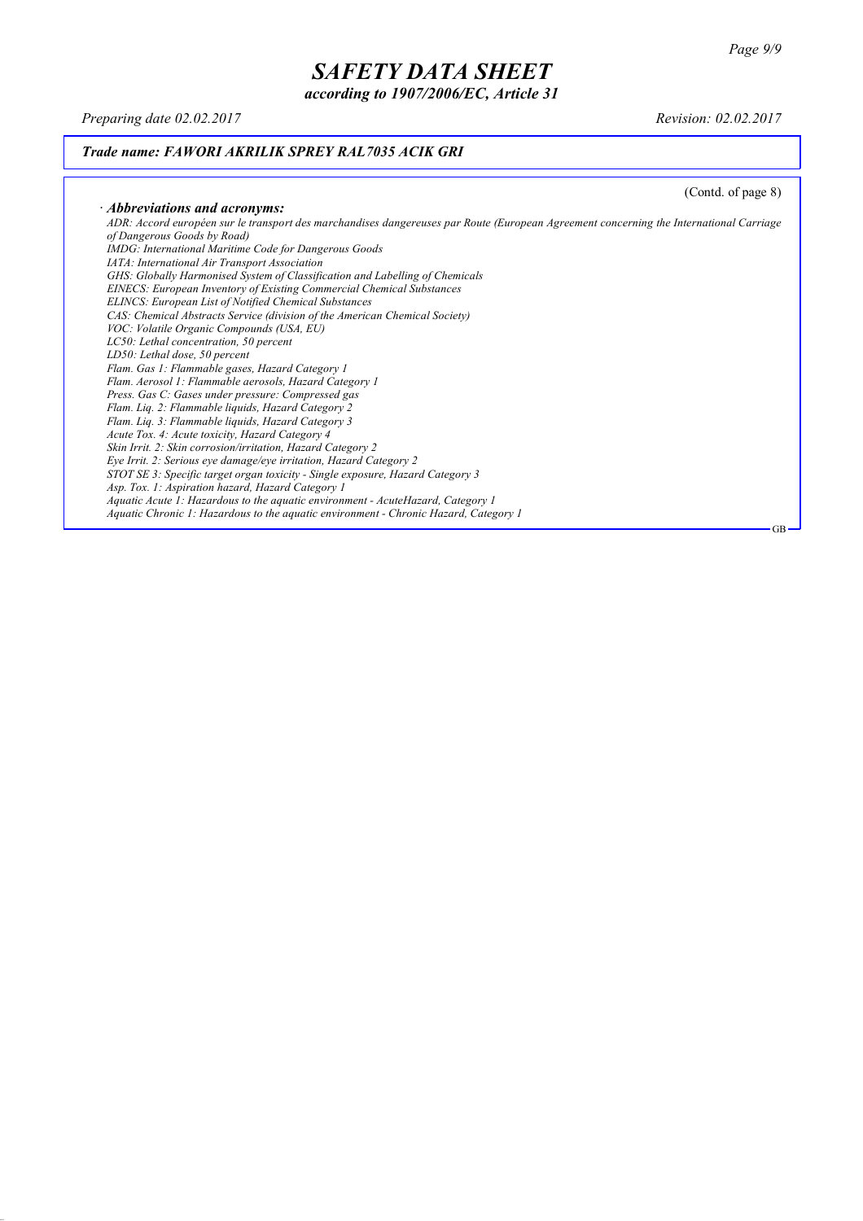## Trade name: FAWORI AKRILIK SPREY RAL7035 ACIK GRI

(Contd. of page 8)

· ***Abbreviations and acronyms:***

*ADR: Accord européen sur le transport des marchandises dangereuses par Route (European Agreement concerning the International Carriage of Dangerous Goods by Road)*
*IMDG: International Maritime Code for Dangerous Goods*
*IATA: International Air Transport Association*
*GHS: Globally Harmonised System of Classification and Labelling of Chemicals*
*EINECS: European Inventory of Existing Commercial Chemical Substances*
*ELINCS: European List of Notified Chemical Substances*
*CAS: Chemical Abstracts Service (division of the American Chemical Society)*
*VOC: Volatile Organic Compounds (USA, EU)*
*LC50: Lethal concentration, 50 percent*
*LD50: Lethal dose, 50 percent*
*Flam. Gas 1: Flammable gases, Hazard Category 1*
*Flam. Aerosol 1: Flammable aerosols, Hazard Category 1*
*Press. Gas C: Gases under pressure: Compressed gas*
*Flam. Liq. 2: Flammable liquids, Hazard Category 2*
*Flam. Liq. 3: Flammable liquids, Hazard Category 3*
*Acute Tox. 4: Acute toxicity, Hazard Category 4*
*Skin Irrit. 2: Skin corrosion/irritation, Hazard Category 2*
*Eye Irrit. 2: Serious eye damage/eye irritation, Hazard Category 2*
*STOT SE 3: Specific target organ toxicity - Single exposure, Hazard Category 3*
*Asp. Tox. 1: Aspiration hazard, Hazard Category 1*
*Aquatic Acute 1: Hazardous to the aquatic environment - AcuteHazard, Category 1*
*Aquatic Chronic 1: Hazardous to the aquatic environment - Chronic Hazard, Category 1*

GB